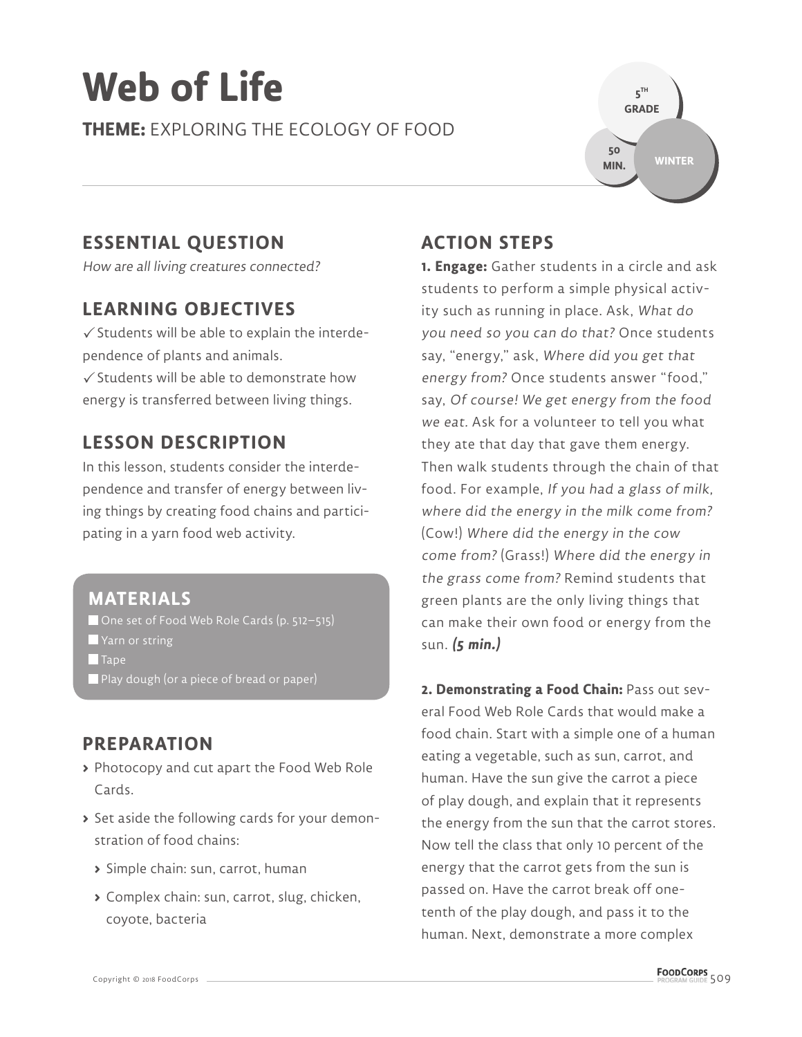# Web of Life

**THEME:** EXPLORING THE ECOLOGY OF FOOD

5TH GRADE | 50 MIN. | WINTER

## ESSENTIAL QUESTION

*How are all living creatures connected?*

## LEARNING OBJECTIVES

✓ Students will be able to explain the interdependence of plants and animals.

✓ Students will be able to demonstrate how energy is transferred between living things.

## LESSON DESCRIPTION

In this lesson, students consider the interdependence and transfer of energy between living things by creating food chains and participating in a yarn food web activity.

## MATERIALS

- One set of Food Web Role Cards (p. 512–515)
- Yarn or string
- Tape
- Play dough (or a piece of bread or paper)

## PREPARATION

- Photocopy and cut apart the Food Web Role Cards.
- Set aside the following cards for your demonstration of food chains:
  - Simple chain: sun, carrot, human
  - Complex chain: sun, carrot, slug, chicken, coyote, bacteria

## ACTION STEPS

**1. Engage:** Gather students in a circle and ask students to perform a simple physical activity such as running in place. Ask, *What do you need so you can do that?* Once students say, "energy," ask, *Where did you get that energy from?* Once students answer "food," say, *Of course! We get energy from the food we eat.* Ask for a volunteer to tell you what they ate that day that gave them energy. Then walk students through the chain of that food. For example, *If you had a glass of milk, where did the energy in the milk come from?* (Cow!) *Where did the energy in the cow come from?* (Grass!) *Where did the energy in the grass come from?* Remind students that green plants are the only living things that can make their own food or energy from the sun. ***(5 min.)***

**2. Demonstrating a Food Chain:** Pass out several Food Web Role Cards that would make a food chain. Start with a simple one of a human eating a vegetable, such as sun, carrot, and human. Have the sun give the carrot a piece of play dough, and explain that it represents the energy from the sun that the carrot stores. Now tell the class that only 10 percent of the energy that the carrot gets from the sun is passed on. Have the carrot break off one-tenth of the play dough, and pass it to the human. Next, demonstrate a more complex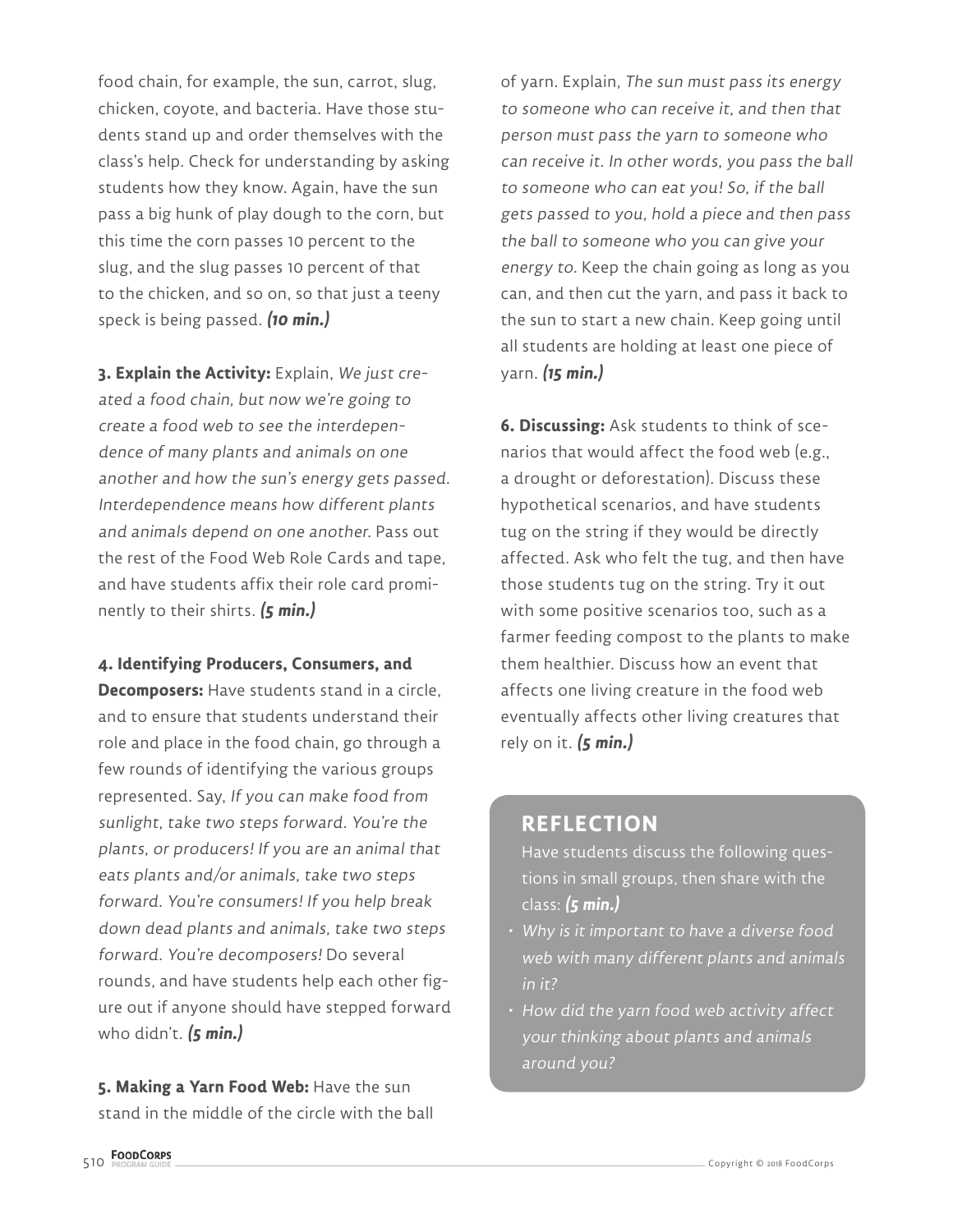food chain, for example, the sun, carrot, slug, chicken, coyote, and bacteria. Have those students stand up and order themselves with the class's help. Check for understanding by asking students how they know. Again, have the sun pass a big hunk of play dough to the corn, but this time the corn passes 10 percent to the slug, and the slug passes 10 percent of that to the chicken, and so on, so that just a teeny speck is being passed. ***(10 min.)***

**3. Explain the Activity:** Explain, *We just created a food chain, but now we're going to create a food web to see the interdependence of many plants and animals on one another and how the sun's energy gets passed. Interdependence means how different plants and animals depend on one another.* Pass out the rest of the Food Web Role Cards and tape, and have students affix their role card prominently to their shirts. ***(5 min.)***

**4. Identifying Producers, Consumers, and Decomposers:** Have students stand in a circle, and to ensure that students understand their role and place in the food chain, go through a few rounds of identifying the various groups represented. Say, *If you can make food from sunlight, take two steps forward. You're the plants, or producers! If you are an animal that eats plants and/or animals, take two steps forward. You're consumers! If you help break down dead plants and animals, take two steps forward. You're decomposers!* Do several rounds, and have students help each other figure out if anyone should have stepped forward who didn't. ***(5 min.)***

**5. Making a Yarn Food Web:** Have the sun stand in the middle of the circle with the ball of yarn. Explain, *The sun must pass its energy to someone who can receive it, and then that person must pass the yarn to someone who can receive it. In other words, you pass the ball to someone who can eat you! So, if the ball gets passed to you, hold a piece and then pass the ball to someone who you can give your energy to.* Keep the chain going as long as you can, and then cut the yarn, and pass it back to the sun to start a new chain. Keep going until all students are holding at least one piece of yarn. ***(15 min.)***

**6. Discussing:** Ask students to think of scenarios that would affect the food web (e.g., a drought or deforestation). Discuss these hypothetical scenarios, and have students tug on the string if they would be directly affected. Ask who felt the tug, and then have those students tug on the string. Try it out with some positive scenarios too, such as a farmer feeding compost to the plants to make them healthier. Discuss how an event that affects one living creature in the food web eventually affects other living creatures that rely on it. ***(5 min.)***

## REFLECTION

Have students discuss the following questions in small groups, then share with the class: ***(5 min.)***

- *Why is it important to have a diverse food web with many different plants and animals in it?*
- *How did the yarn food web activity affect your thinking about plants and animals around you?*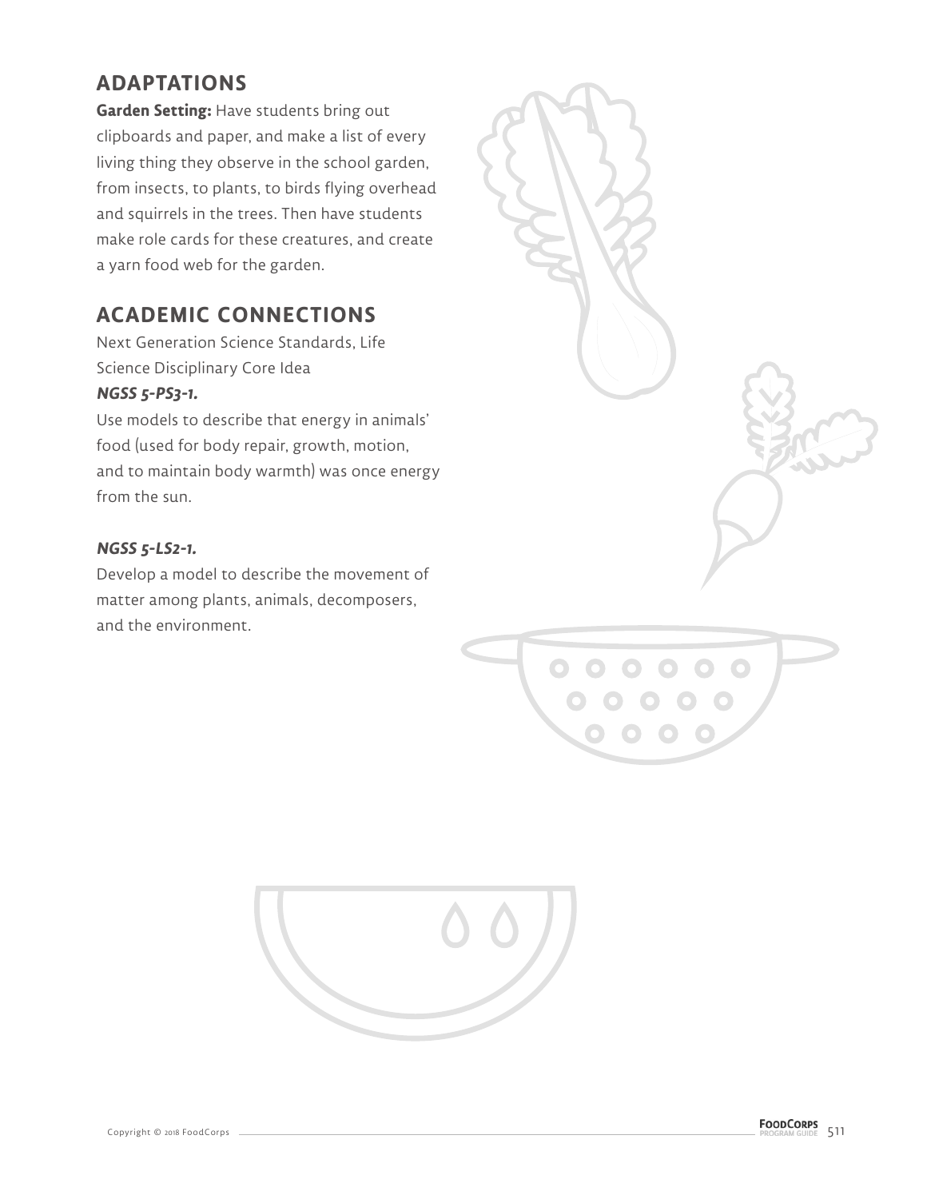## ADAPTATIONS

**Garden Setting:** Have students bring out clipboards and paper, and make a list of every living thing they observe in the school garden, from insects, to plants, to birds flying overhead and squirrels in the trees. Then have students make role cards for these creatures, and create a yarn food web for the garden.

## ACADEMIC CONNECTIONS

Next Generation Science Standards, Life Science Disciplinary Core Idea

***NGSS 5-PS3-1.***

Use models to describe that energy in animals' food (used for body repair, growth, motion, and to maintain body warmth) was once energy from the sun.

***NGSS 5-LS2-1.***

Develop a model to describe the movement of matter among plants, animals, decomposers, and the environment.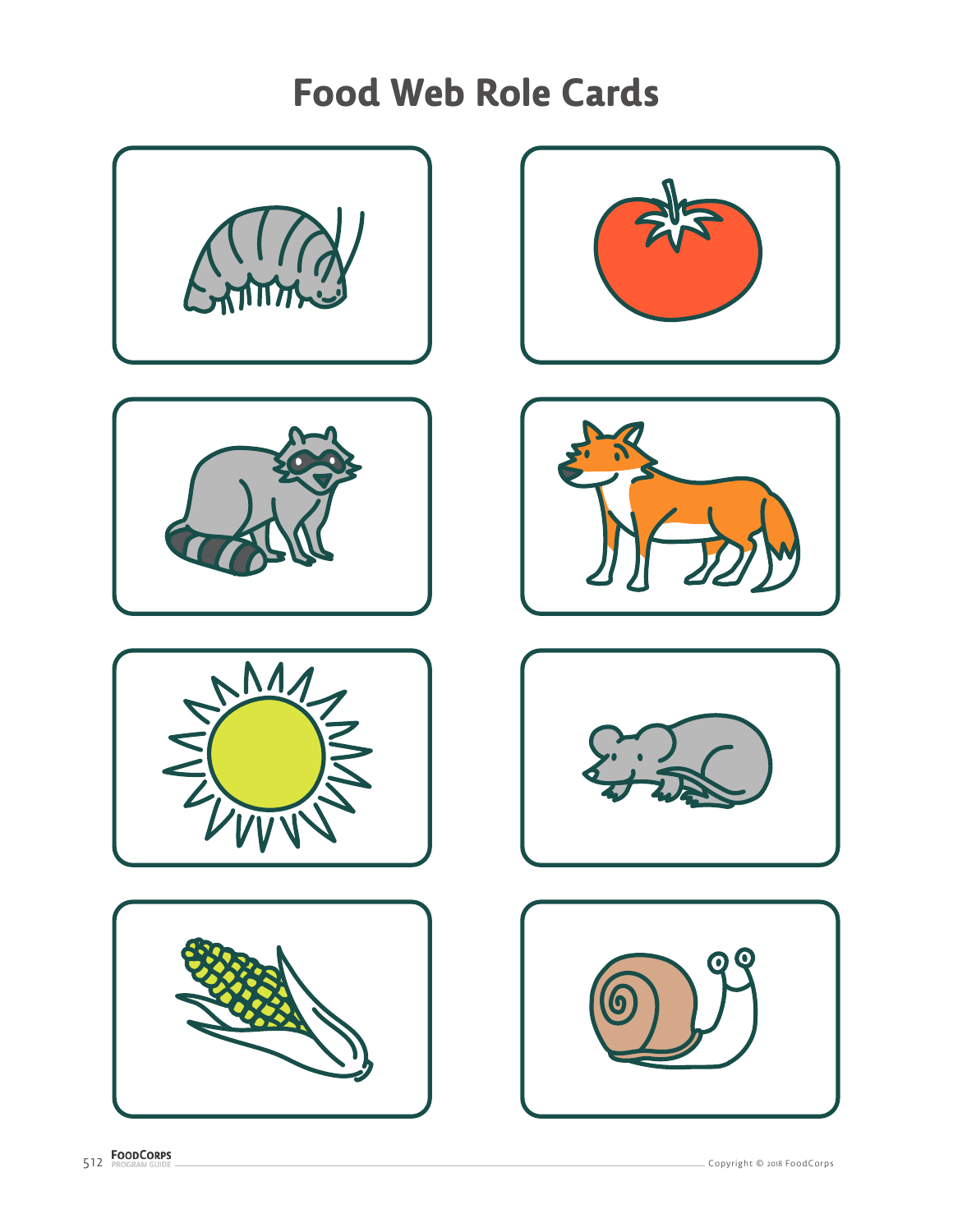# Food Web Role Cards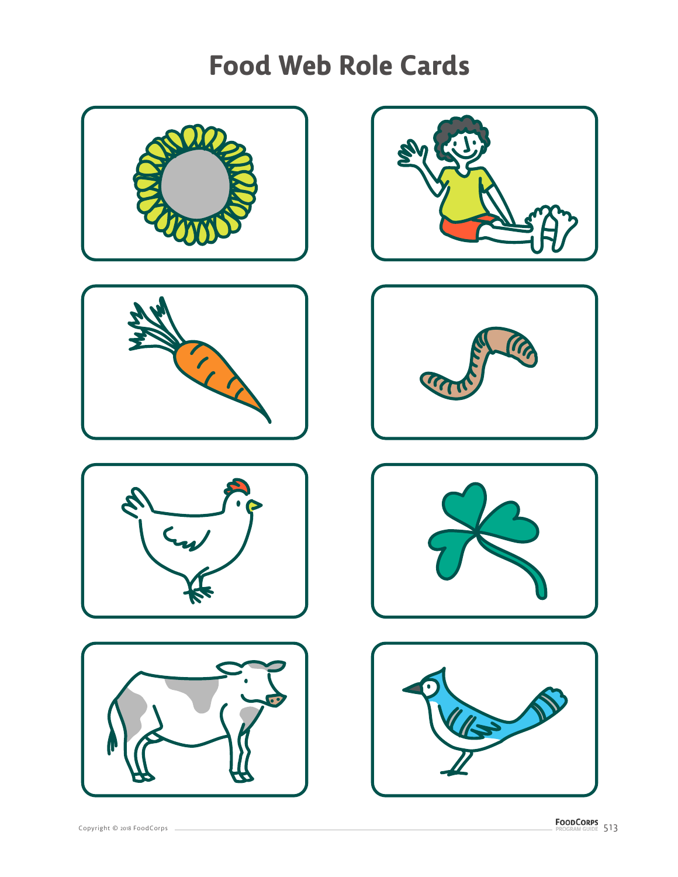# Food Web Role Cards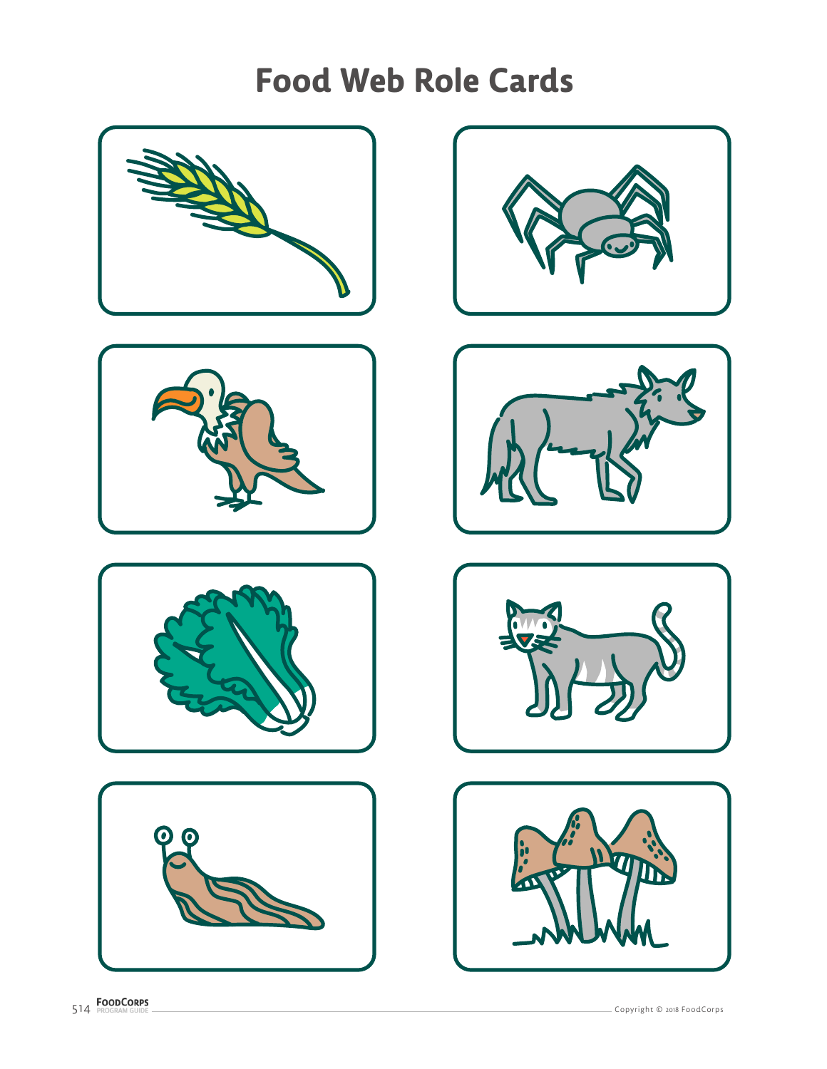# Food Web Role Cards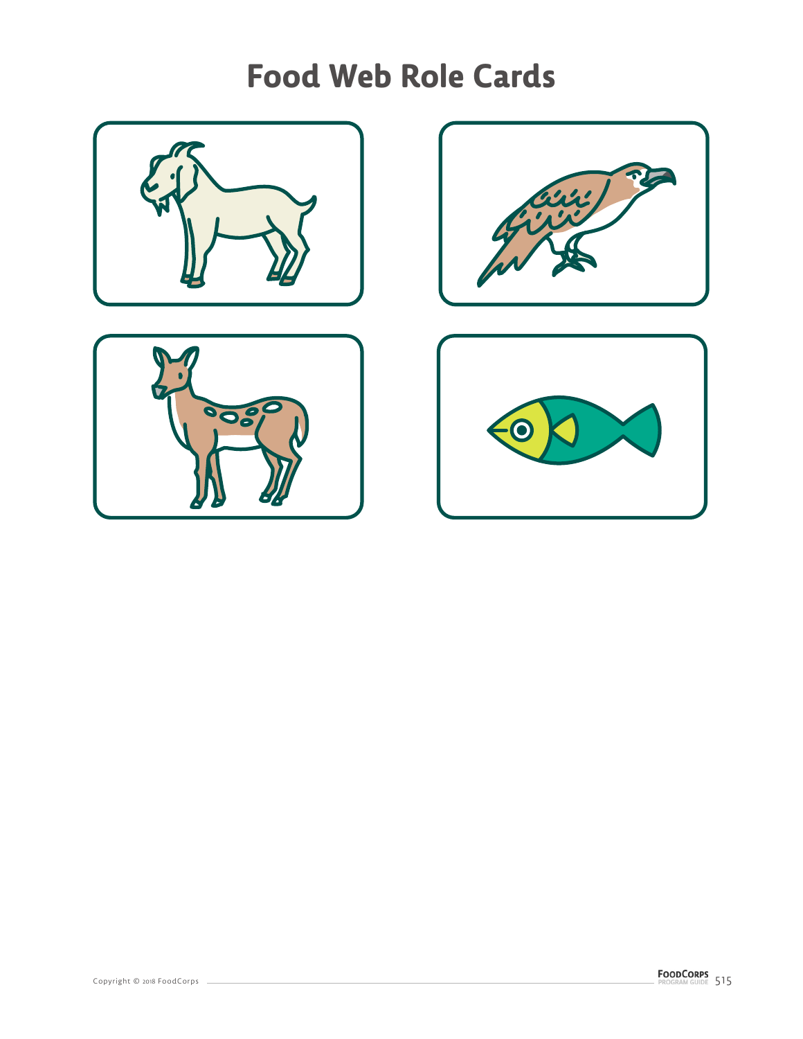# Food Web Role Cards